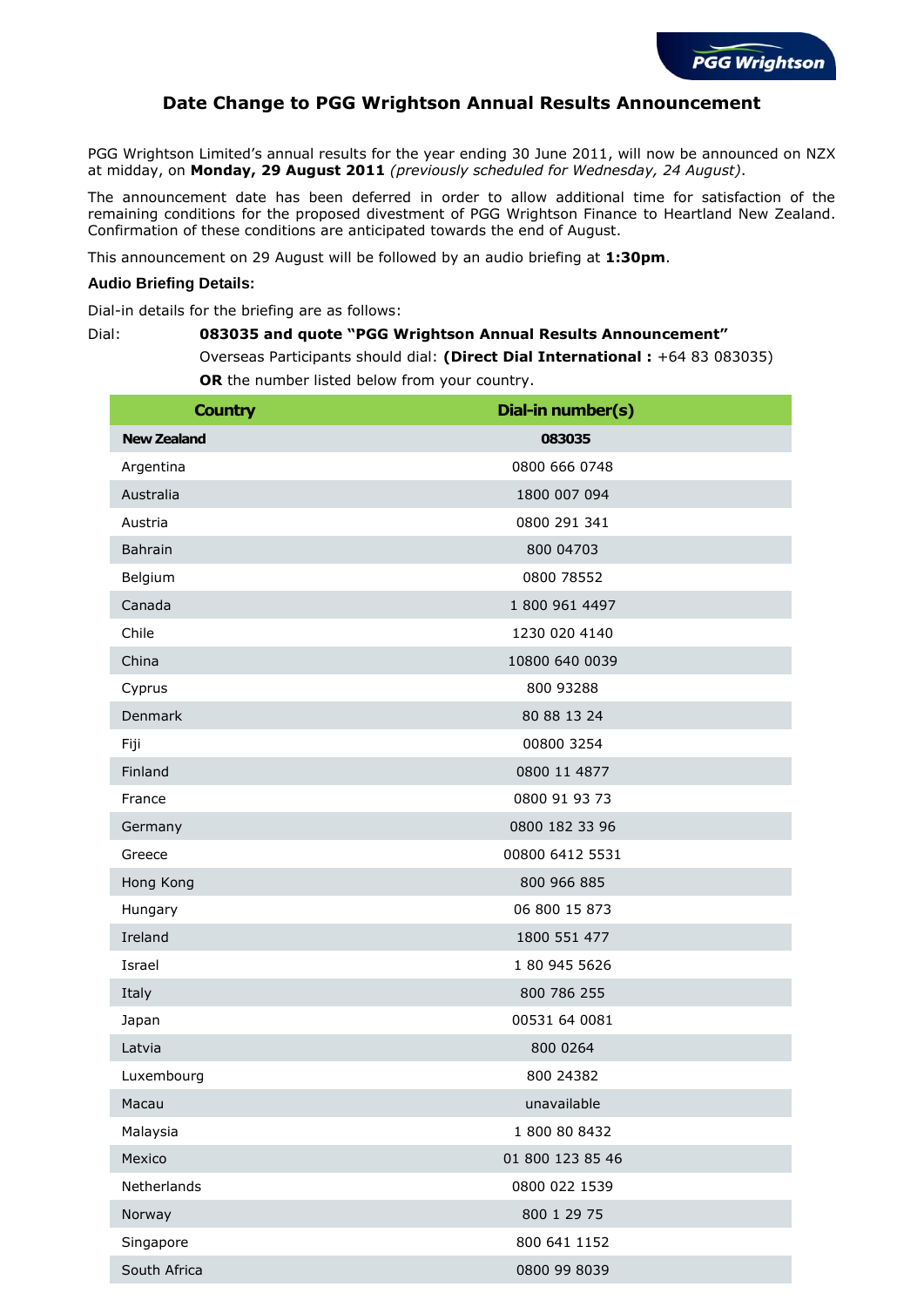# Date Change to PGG Wrightson Annual Results Announcement

PGG Wrightson Limited's annual results for the year ending 30 June 2011, will now be announced on NZX at midday, on **Monday, 29 August 2011** *(previously scheduled for Wednesday, 24 August)*.

The announcement date has been deferred in order to allow additional time for satisfaction of the remaining conditions for the proposed divestment of PGG Wrightson Finance to Heartland New Zealand. Confirmation of these conditions are anticipated towards the end of August.

This announcement on 29 August will be followed by an audio briefing at **1:30pm**.

**Audio Briefing Details:**

Dial-in details for the briefing are as follows:

Dial: **083035 and quote "PGG Wrightson Annual Results Announcement"**

Overseas Participants should dial: **(Direct Dial International :** +64 83 083035)

**OR** the number listed below from your country.

| Country | Dial-in number(s) |
|---|---|
| **New Zealand** | **083035** |
| Argentina | 0800 666 0748 |
| Australia | 1800 007 094 |
| Austria | 0800 291 341 |
| Bahrain | 800 04703 |
| Belgium | 0800 78552 |
| Canada | 1 800 961 4497 |
| Chile | 1230 020 4140 |
| China | 10800 640 0039 |
| Cyprus | 800 93288 |
| Denmark | 80 88 13 24 |
| Fiji | 00800 3254 |
| Finland | 0800 11 4877 |
| France | 0800 91 93 73 |
| Germany | 0800 182 33 96 |
| Greece | 00800 6412 5531 |
| Hong Kong | 800 966 885 |
| Hungary | 06 800 15 873 |
| Ireland | 1800 551 477 |
| Israel | 1 80 945 5626 |
| Italy | 800 786 255 |
| Japan | 00531 64 0081 |
| Latvia | 800 0264 |
| Luxembourg | 800 24382 |
| Macau | unavailable |
| Malaysia | 1 800 80 8432 |
| Mexico | 01 800 123 85 46 |
| Netherlands | 0800 022 1539 |
| Norway | 800 1 29 75 |
| Singapore | 800 641 1152 |
| South Africa | 0800 99 8039 |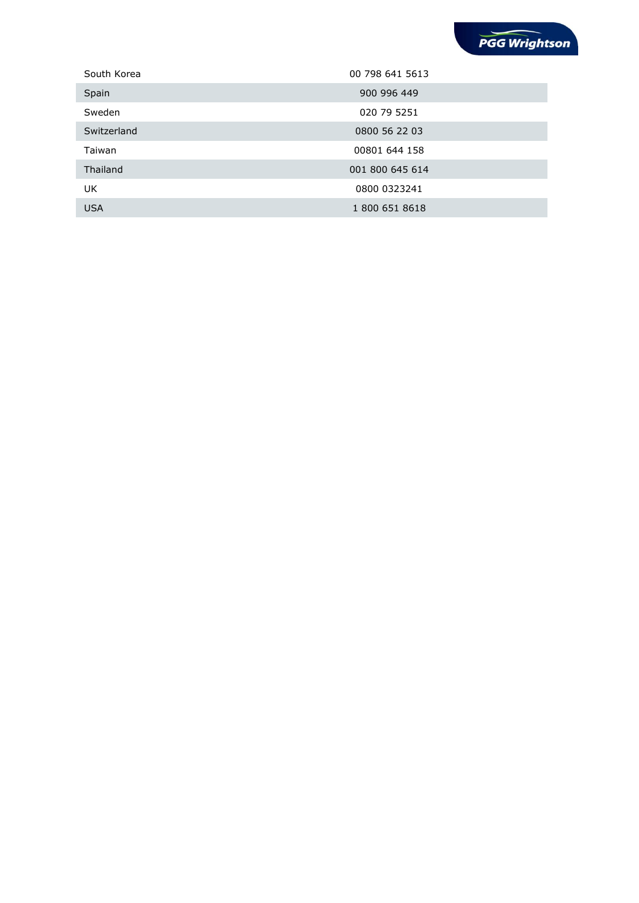| | |
|---|---|
| South Korea | 00 798 641 5613 |
| Spain | 900 996 449 |
| Sweden | 020 79 5251 |
| Switzerland | 0800 56 22 03 |
| Taiwan | 00801 644 158 |
| Thailand | 001 800 645 614 |
| UK | 0800 0323241 |
| USA | 1 800 651 8618 |